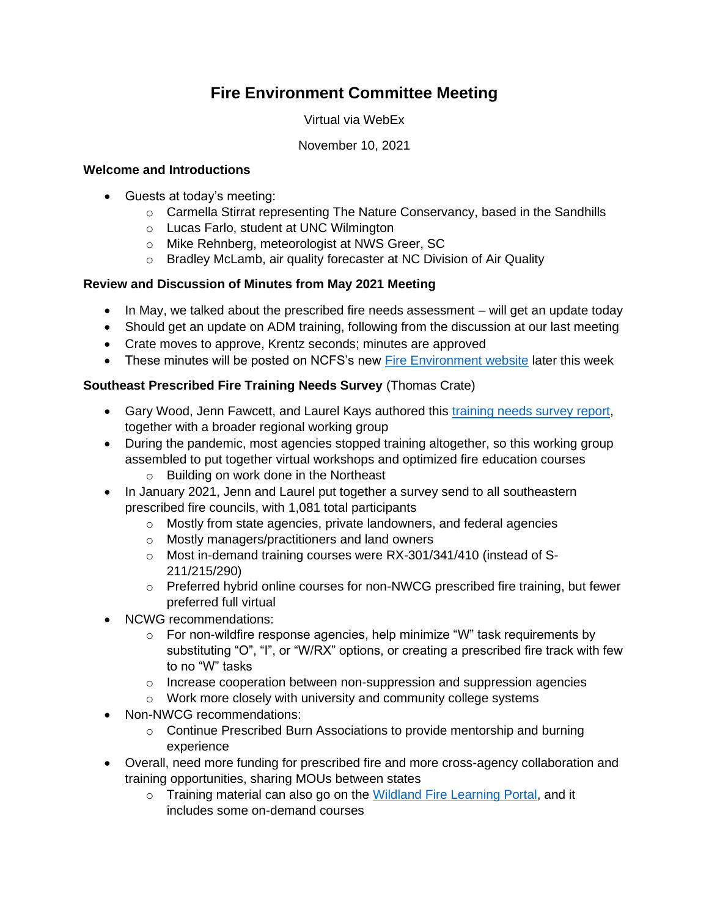# Fire Environment Committee Meeting

Virtual via WebEx

November 10, 2021

**Welcome and Introductions**

- Guests at today's meeting:
  - Carmella Stirrat representing The Nature Conservancy, based in the Sandhills
  - Lucas Farlo, student at UNC Wilmington
  - Mike Rehnberg, meteorologist at NWS Greer, SC
  - Bradley McLamb, air quality forecaster at NC Division of Air Quality

**Review and Discussion of Minutes from May 2021 Meeting**

- In May, we talked about the prescribed fire needs assessment – will get an update today
- Should get an update on ADM training, following from the discussion at our last meeting
- Crate moves to approve, Krentz seconds; minutes are approved
- These minutes will be posted on NCFS's new Fire Environment website later this week

**Southeast Prescribed Fire Training Needs Survey** (Thomas Crate)

- Gary Wood, Jenn Fawcett, and Laurel Kays authored this training needs survey report, together with a broader regional working group
- During the pandemic, most agencies stopped training altogether, so this working group assembled to put together virtual workshops and optimized fire education courses
  - Building on work done in the Northeast
- In January 2021, Jenn and Laurel put together a survey send to all southeastern prescribed fire councils, with 1,081 total participants
  - Mostly from state agencies, private landowners, and federal agencies
  - Mostly managers/practitioners and land owners
  - Most in-demand training courses were RX-301/341/410 (instead of S-211/215/290)
  - Preferred hybrid online courses for non-NWCG prescribed fire training, but fewer preferred full virtual
- NCWG recommendations:
  - For non-wildfire response agencies, help minimize "W" task requirements by substituting "O", "I", or "W/RX" options, or creating a prescribed fire track with few to no "W" tasks
  - Increase cooperation between non-suppression and suppression agencies
  - Work more closely with university and community college systems
- Non-NWCG recommendations:
  - Continue Prescribed Burn Associations to provide mentorship and burning experience
- Overall, need more funding for prescribed fire and more cross-agency collaboration and training opportunities, sharing MOUs between states
  - Training material can also go on the Wildland Fire Learning Portal, and it includes some on-demand courses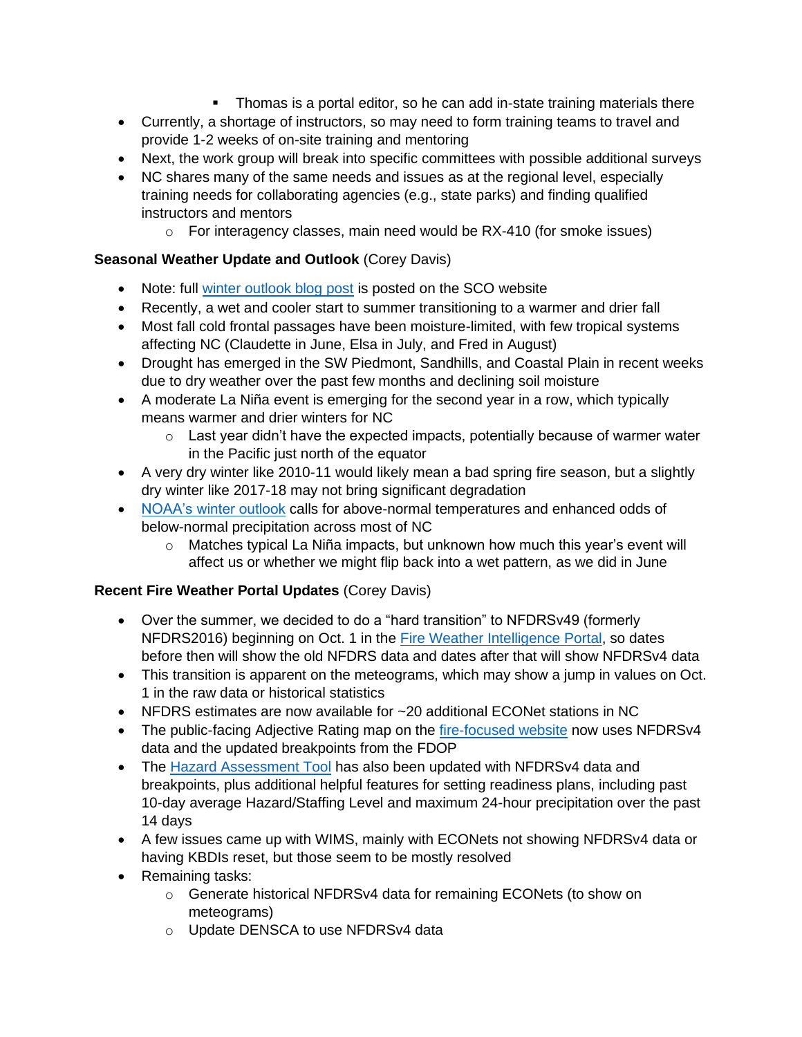- Thomas is a portal editor, so he can add in-state training materials there
- Currently, a shortage of instructors, so may need to form training teams to travel and provide 1-2 weeks of on-site training and mentoring
- Next, the work group will break into specific committees with possible additional surveys
- NC shares many of the same needs and issues as at the regional level, especially training needs for collaborating agencies (e.g., state parks) and finding qualified instructors and mentors
    - For interagency classes, main need would be RX-410 (for smoke issues)

**Seasonal Weather Update and Outlook** (Corey Davis)

- Note: full [winter outlook blog post] is posted on the SCO website
- Recently, a wet and cooler start to summer transitioning to a warmer and drier fall
- Most fall cold frontal passages have been moisture-limited, with few tropical systems affecting NC (Claudette in June, Elsa in July, and Fred in August)
- Drought has emerged in the SW Piedmont, Sandhills, and Coastal Plain in recent weeks due to dry weather over the past few months and declining soil moisture
- A moderate La Niña event is emerging for the second year in a row, which typically means warmer and drier winters for NC
    - Last year didn't have the expected impacts, potentially because of warmer water in the Pacific just north of the equator
- A very dry winter like 2010-11 would likely mean a bad spring fire season, but a slightly dry winter like 2017-18 may not bring significant degradation
- [NOAA's winter outlook] calls for above-normal temperatures and enhanced odds of below-normal precipitation across most of NC
    - Matches typical La Niña impacts, but unknown how much this year's event will affect us or whether we might flip back into a wet pattern, as we did in June

**Recent Fire Weather Portal Updates** (Corey Davis)

- Over the summer, we decided to do a "hard transition" to NFDRSv4 (formerly NFDRS2016) beginning on Oct. 1 in the [Fire Weather Intelligence Portal], so dates before then will show the old NFDRS data and dates after that will show NFDRSv4 data
- This transition is apparent on the meteograms, which may show a jump in values on Oct. 1 in the raw data or historical statistics
- NFDRS estimates are now available for ~20 additional ECONet stations in NC
- The public-facing Adjective Rating map on the [fire-focused website] now uses NFDRSv4 data and the updated breakpoints from the FDOP
- The [Hazard Assessment Tool] has also been updated with NFDRSv4 data and breakpoints, plus additional helpful features for setting readiness plans, including past 10-day average Hazard/Staffing Level and maximum 24-hour precipitation over the past 14 days
- A few issues came up with WIMS, mainly with ECONets not showing NFDRSv4 data or having KBDIs reset, but those seem to be mostly resolved
- Remaining tasks:
    - Generate historical NFDRSv4 data for remaining ECONets (to show on meteograms)
    - Update DENSCA to use NFDRSv4 data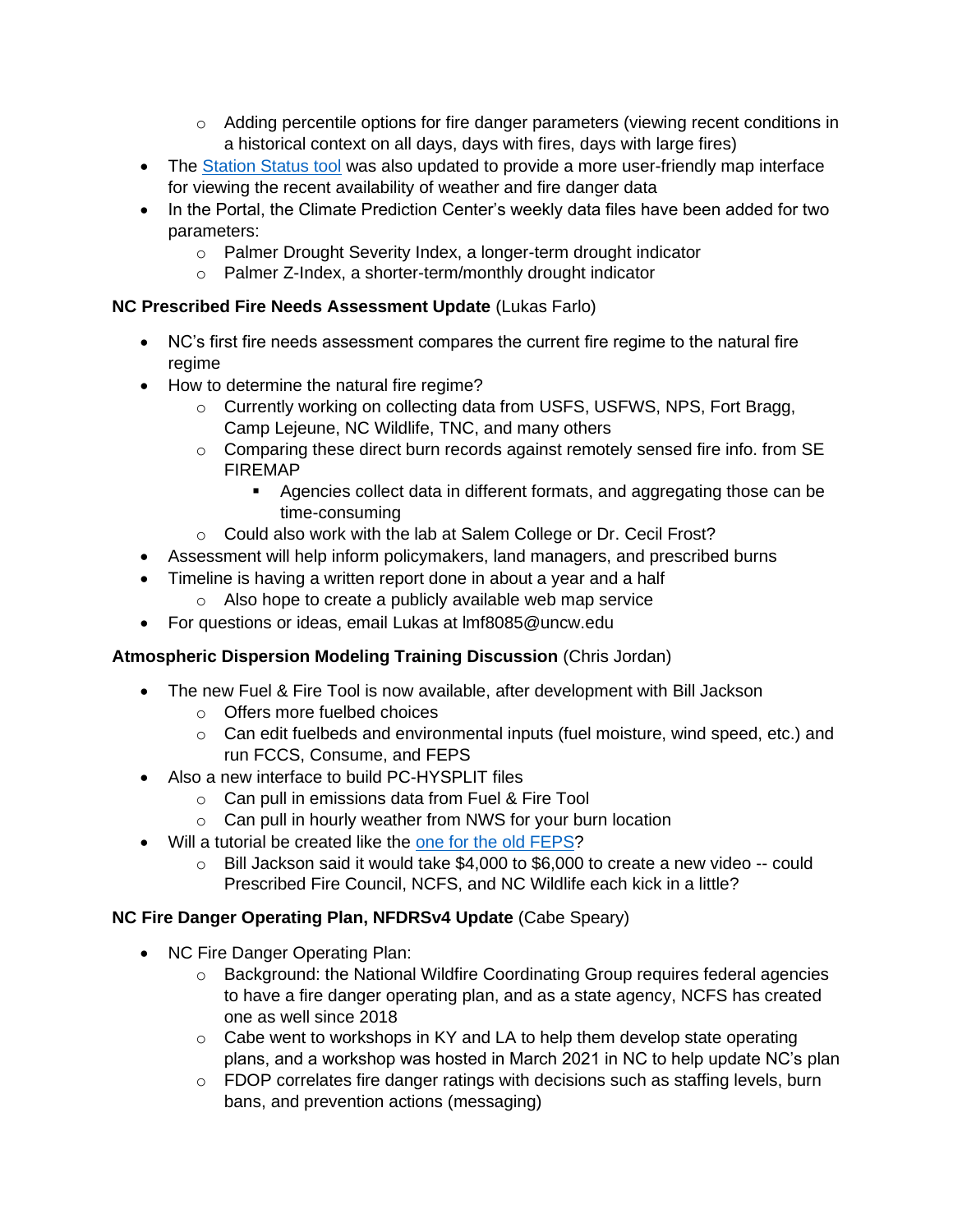- Adding percentile options for fire danger parameters (viewing recent conditions in a historical context on all days, days with fires, days with large fires)
- The [Station Status tool]() was also updated to provide a more user-friendly map interface for viewing the recent availability of weather and fire danger data
- In the Portal, the Climate Prediction Center's weekly data files have been added for two parameters:
    - Palmer Drought Severity Index, a longer-term drought indicator
    - Palmer Z-Index, a shorter-term/monthly drought indicator

**NC Prescribed Fire Needs Assessment Update** (Lukas Farlo)

- NC's first fire needs assessment compares the current fire regime to the natural fire regime
- How to determine the natural fire regime?
    - Currently working on collecting data from USFS, USFWS, NPS, Fort Bragg, Camp Lejeune, NC Wildlife, TNC, and many others
    - Comparing these direct burn records against remotely sensed fire info. from SE FIREMAP
        - Agencies collect data in different formats, and aggregating those can be time-consuming
    - Could also work with the lab at Salem College or Dr. Cecil Frost?
- Assessment will help inform policymakers, land managers, and prescribed burns
- Timeline is having a written report done in about a year and a half
    - Also hope to create a publicly available web map service
- For questions or ideas, email Lukas at lmf8085@uncw.edu

**Atmospheric Dispersion Modeling Training Discussion** (Chris Jordan)

- The new Fuel & Fire Tool is now available, after development with Bill Jackson
    - Offers more fuelbed choices
    - Can edit fuelbeds and environmental inputs (fuel moisture, wind speed, etc.) and run FCCS, Consume, and FEPS
- Also a new interface to build PC-HYSPLIT files
    - Can pull in emissions data from Fuel & Fire Tool
    - Can pull in hourly weather from NWS for your burn location
- Will a tutorial be created like the [one for the old FEPS]()?
    - Bill Jackson said it would take $4,000 to $6,000 to create a new video -- could Prescribed Fire Council, NCFS, and NC Wildlife each kick in a little?

**NC Fire Danger Operating Plan, NFDRSv4 Update** (Cabe Speary)

- NC Fire Danger Operating Plan:
    - Background: the National Wildfire Coordinating Group requires federal agencies to have a fire danger operating plan, and as a state agency, NCFS has created one as well since 2018
    - Cabe went to workshops in KY and LA to help them develop state operating plans, and a workshop was hosted in March 2021 in NC to help update NC's plan
    - FDOP correlates fire danger ratings with decisions such as staffing levels, burn bans, and prevention actions (messaging)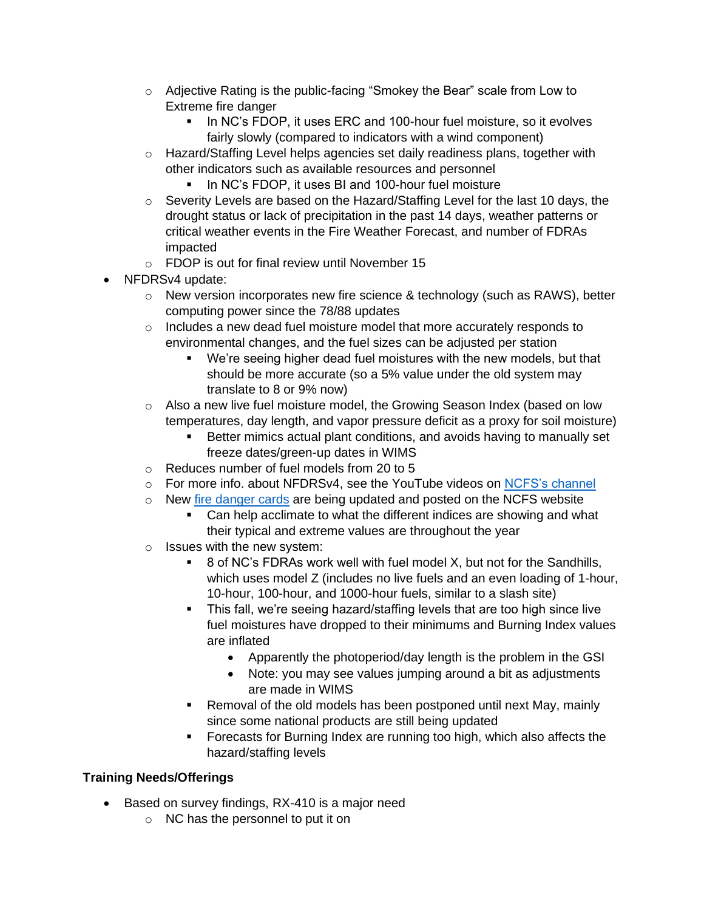- Adjective Rating is the public-facing "Smokey the Bear" scale from Low to Extreme fire danger
        - In NC's FDOP, it uses ERC and 100-hour fuel moisture, so it evolves fairly slowly (compared to indicators with a wind component)
    - Hazard/Staffing Level helps agencies set daily readiness plans, together with other indicators such as available resources and personnel
        - In NC's FDOP, it uses BI and 100-hour fuel moisture
    - Severity Levels are based on the Hazard/Staffing Level for the last 10 days, the drought status or lack of precipitation in the past 14 days, weather patterns or critical weather events in the Fire Weather Forecast, and number of FDRAs impacted
    - FDOP is out for final review until November 15
- NFDRSv4 update:
    - New version incorporates new fire science & technology (such as RAWS), better computing power since the 78/88 updates
    - Includes a new dead fuel moisture model that more accurately responds to environmental changes, and the fuel sizes can be adjusted per station
        - We're seeing higher dead fuel moistures with the new models, but that should be more accurate (so a 5% value under the old system may translate to 8 or 9% now)
    - Also a new live fuel moisture model, the Growing Season Index (based on low temperatures, day length, and vapor pressure deficit as a proxy for soil moisture)
        - Better mimics actual plant conditions, and avoids having to manually set freeze dates/green-up dates in WIMS
    - Reduces number of fuel models from 20 to 5
    - For more info. about NFDRSv4, see the YouTube videos on [NCFS's channel]()
    - New [fire danger cards]() are being updated and posted on the NCFS website
        - Can help acclimate to what the different indices are showing and what their typical and extreme values are throughout the year
    - Issues with the new system:
        - 8 of NC's FDRAs work well with fuel model X, but not for the Sandhills, which uses model Z (includes no live fuels and an even loading of 1-hour, 10-hour, 100-hour, and 1000-hour fuels, similar to a slash site)
        - This fall, we're seeing hazard/staffing levels that are too high since live fuel moistures have dropped to their minimums and Burning Index values are inflated
            - Apparently the photoperiod/day length is the problem in the GSI
            - Note: you may see values jumping around a bit as adjustments are made in WIMS
        - Removal of the old models has been postponed until next May, mainly since some national products are still being updated
        - Forecasts for Burning Index are running too high, which also affects the hazard/staffing levels

**Training Needs/Offerings**

- Based on survey findings, RX-410 is a major need
    - NC has the personnel to put it on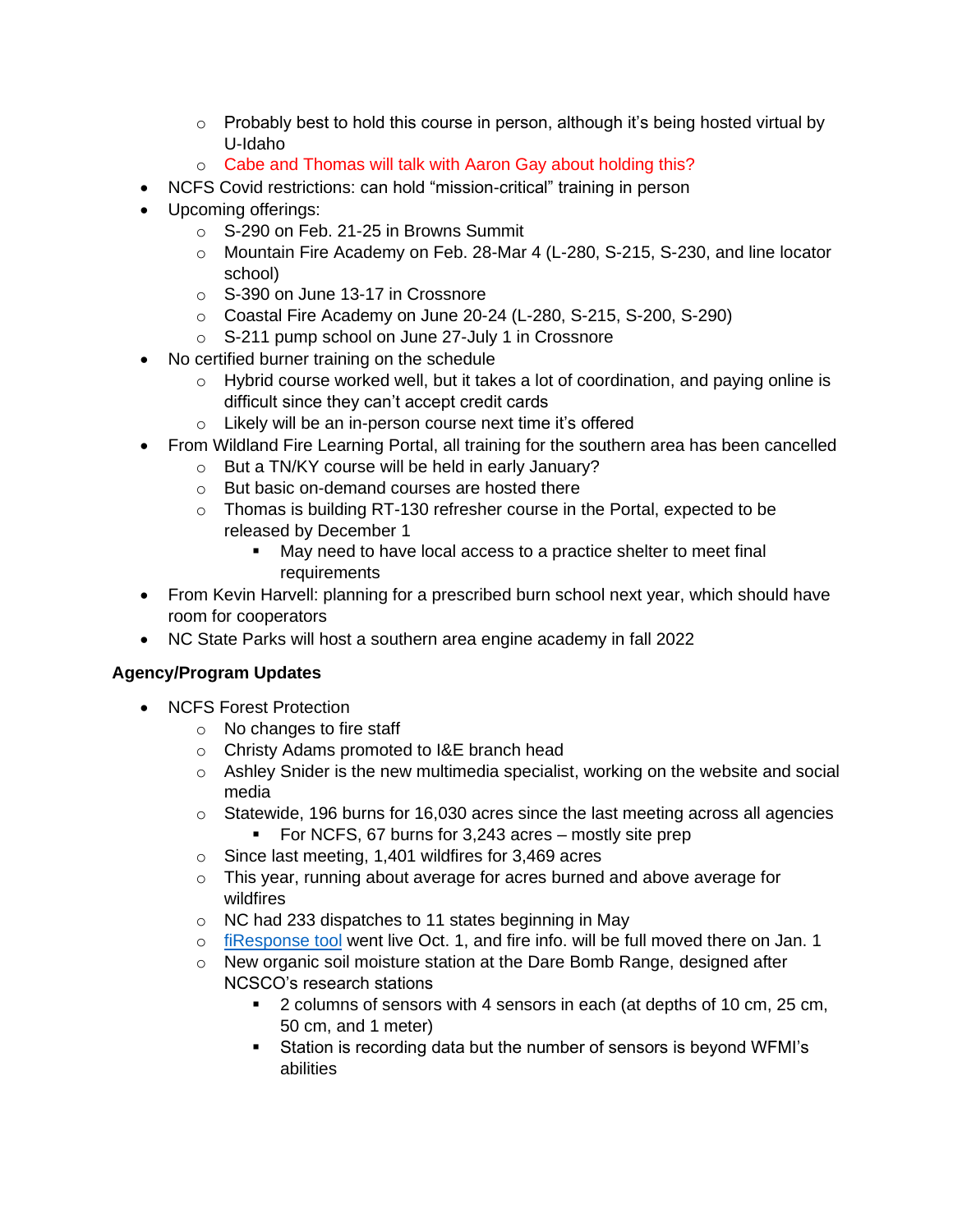- Probably best to hold this course in person, although it's being hosted virtual by U-Idaho
    - Cabe and Thomas will talk with Aaron Gay about holding this?
- NCFS Covid restrictions: can hold "mission-critical" training in person
- Upcoming offerings:
    - S-290 on Feb. 21-25 in Browns Summit
    - Mountain Fire Academy on Feb. 28-Mar 4 (L-280, S-215, S-230, and line locator school)
    - S-390 on June 13-17 in Crossnore
    - Coastal Fire Academy on June 20-24 (L-280, S-215, S-200, S-290)
    - S-211 pump school on June 27-July 1 in Crossnore
- No certified burner training on the schedule
    - Hybrid course worked well, but it takes a lot of coordination, and paying online is difficult since they can't accept credit cards
    - Likely will be an in-person course next time it's offered
- From Wildland Fire Learning Portal, all training for the southern area has been cancelled
    - But a TN/KY course will be held in early January?
    - But basic on-demand courses are hosted there
    - Thomas is building RT-130 refresher course in the Portal, expected to be released by December 1
        - May need to have local access to a practice shelter to meet final requirements
- From Kevin Harvell: planning for a prescribed burn school next year, which should have room for cooperators
- NC State Parks will host a southern area engine academy in fall 2022

**Agency/Program Updates**

- NCFS Forest Protection
    - No changes to fire staff
    - Christy Adams promoted to I&E branch head
    - Ashley Snider is the new multimedia specialist, working on the website and social media
    - Statewide, 196 burns for 16,030 acres since the last meeting across all agencies
        - For NCFS, 67 burns for 3,243 acres – mostly site prep
    - Since last meeting, 1,401 wildfires for 3,469 acres
    - This year, running about average for acres burned and above average for wildfires
    - NC had 233 dispatches to 11 states beginning in May
    - fiResponse tool went live Oct. 1, and fire info. will be full moved there on Jan. 1
    - New organic soil moisture station at the Dare Bomb Range, designed after NCSCO's research stations
        - 2 columns of sensors with 4 sensors in each (at depths of 10 cm, 25 cm, 50 cm, and 1 meter)
        - Station is recording data but the number of sensors is beyond WFMI's abilities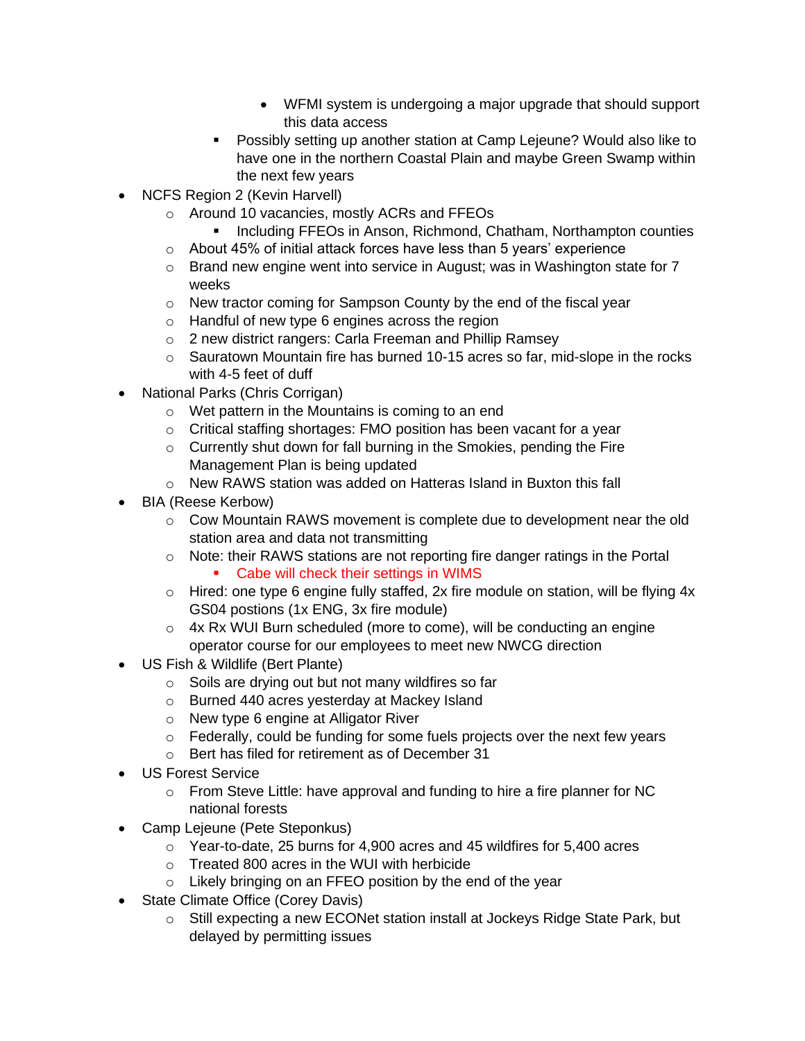- WFMI system is undergoing a major upgrade that should support this data access
    - Possibly setting up another station at Camp Lejeune? Would also like to have one in the northern Coastal Plain and maybe Green Swamp within the next few years
- NCFS Region 2 (Kevin Harvell)
    - Around 10 vacancies, mostly ACRs and FFEOs
        - Including FFEOs in Anson, Richmond, Chatham, Northampton counties
    - About 45% of initial attack forces have less than 5 years' experience
    - Brand new engine went into service in August; was in Washington state for 7 weeks
    - New tractor coming for Sampson County by the end of the fiscal year
    - Handful of new type 6 engines across the region
    - 2 new district rangers: Carla Freeman and Phillip Ramsey
    - Sauratown Mountain fire has burned 10-15 acres so far, mid-slope in the rocks with 4-5 feet of duff
- National Parks (Chris Corrigan)
    - Wet pattern in the Mountains is coming to an end
    - Critical staffing shortages: FMO position has been vacant for a year
    - Currently shut down for fall burning in the Smokies, pending the Fire Management Plan is being updated
    - New RAWS station was added on Hatteras Island in Buxton this fall
- BIA (Reese Kerbow)
    - Cow Mountain RAWS movement is complete due to development near the old station area and data not transmitting
    - Note: their RAWS stations are not reporting fire danger ratings in the Portal
        - Cabe will check their settings in WIMS
    - Hired: one type 6 engine fully staffed, 2x fire module on station, will be flying 4x GS04 postions (1x ENG, 3x fire module)
    - 4x Rx WUI Burn scheduled (more to come), will be conducting an engine operator course for our employees to meet new NWCG direction
- US Fish & Wildlife (Bert Plante)
    - Soils are drying out but not many wildfires so far
    - Burned 440 acres yesterday at Mackey Island
    - New type 6 engine at Alligator River
    - Federally, could be funding for some fuels projects over the next few years
    - Bert has filed for retirement as of December 31
- US Forest Service
    - From Steve Little: have approval and funding to hire a fire planner for NC national forests
- Camp Lejeune (Pete Steponkus)
    - Year-to-date, 25 burns for 4,900 acres and 45 wildfires for 5,400 acres
    - Treated 800 acres in the WUI with herbicide
    - Likely bringing on an FFEO position by the end of the year
- State Climate Office (Corey Davis)
    - Still expecting a new ECONet station install at Jockeys Ridge State Park, but delayed by permitting issues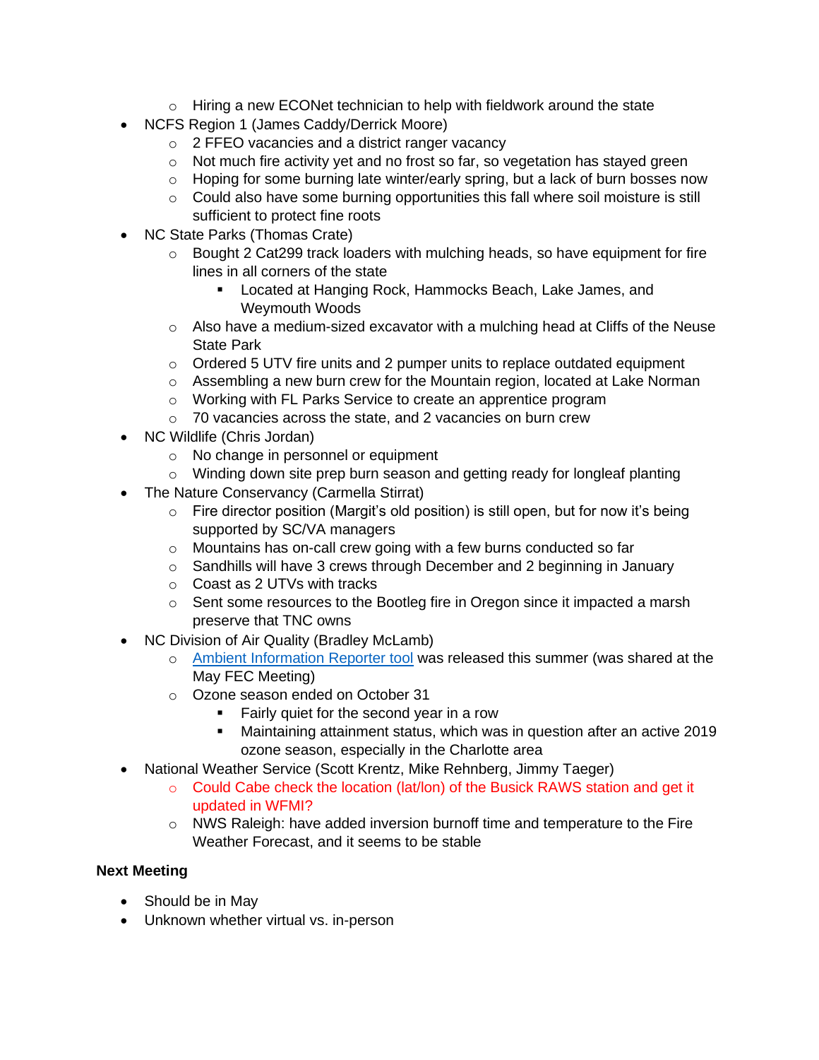- Hiring a new ECONet technician to help with fieldwork around the state
- NCFS Region 1 (James Caddy/Derrick Moore)
  - 2 FFEO vacancies and a district ranger vacancy
  - Not much fire activity yet and no frost so far, so vegetation has stayed green
  - Hoping for some burning late winter/early spring, but a lack of burn bosses now
  - Could also have some burning opportunities this fall where soil moisture is still sufficient to protect fine roots
- NC State Parks (Thomas Crate)
  - Bought 2 Cat299 track loaders with mulching heads, so have equipment for fire lines in all corners of the state
    - Located at Hanging Rock, Hammocks Beach, Lake James, and Weymouth Woods
  - Also have a medium-sized excavator with a mulching head at Cliffs of the Neuse State Park
  - Ordered 5 UTV fire units and 2 pumper units to replace outdated equipment
  - Assembling a new burn crew for the Mountain region, located at Lake Norman
  - Working with FL Parks Service to create an apprentice program
  - 70 vacancies across the state, and 2 vacancies on burn crew
- NC Wildlife (Chris Jordan)
  - No change in personnel or equipment
  - Winding down site prep burn season and getting ready for longleaf planting
- The Nature Conservancy (Carmella Stirrat)
  - Fire director position (Margit's old position) is still open, but for now it's being supported by SC/VA managers
  - Mountains has on-call crew going with a few burns conducted so far
  - Sandhills will have 3 crews through December and 2 beginning in January
  - Coast as 2 UTVs with tracks
  - Sent some resources to the Bootleg fire in Oregon since it impacted a marsh preserve that TNC owns
- NC Division of Air Quality (Bradley McLamb)
  - Ambient Information Reporter tool was released this summer (was shared at the May FEC Meeting)
  - Ozone season ended on October 31
    - Fairly quiet for the second year in a row
    - Maintaining attainment status, which was in question after an active 2019 ozone season, especially in the Charlotte area
- National Weather Service (Scott Krentz, Mike Rehnberg, Jimmy Taeger)
  - Could Cabe check the location (lat/lon) of the Busick RAWS station and get it updated in WFMI?
  - NWS Raleigh: have added inversion burnoff time and temperature to the Fire Weather Forecast, and it seems to be stable

**Next Meeting**

- Should be in May
- Unknown whether virtual vs. in-person